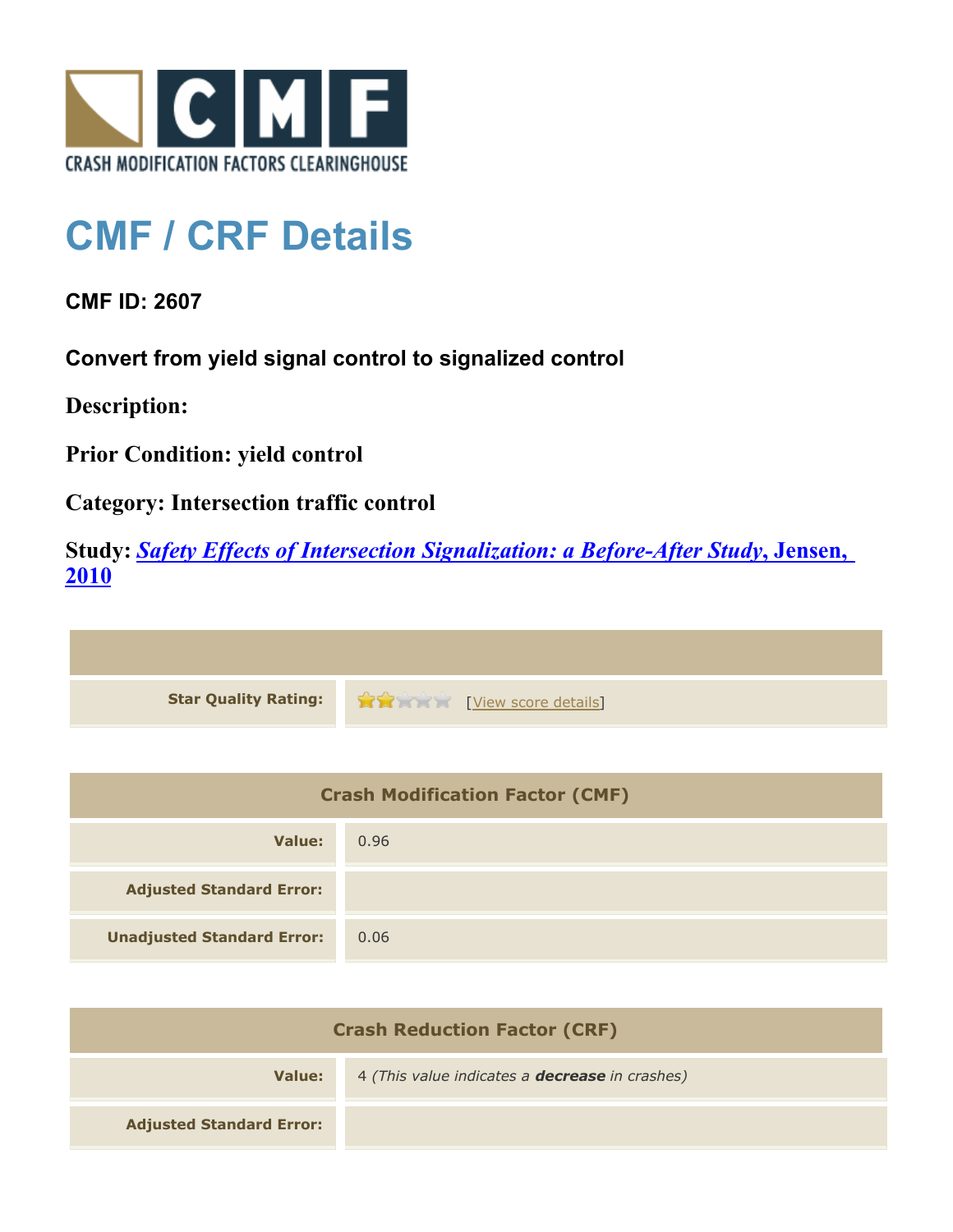# CMF / CRF Details

**CMF ID: 2607**

**Convert from yield signal control to signalized control**

**Description:**

**Prior Condition: yield control**

**Category: Intersection traffic control**

**Study: *Safety Effects of Intersection Signalization: a Before-After Study*, Jensen, 2010**

| | |
|---|---|
| **Star Quality Rating:** | [View score details] |

| Crash Modification Factor (CMF) | |
|---|---|
| **Value:** | 0.96 |
| **Adjusted Standard Error:** | |
| **Unadjusted Standard Error:** | 0.06 |

| Crash Reduction Factor (CRF) | |
|---|---|
| **Value:** | 4 *(This value indicates a **decrease** in crashes)* |
| **Adjusted Standard Error:** | |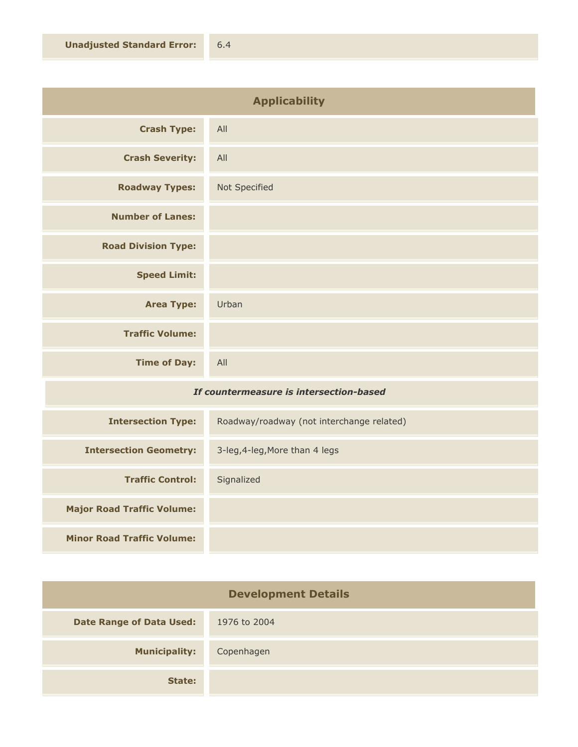| | |
|---|---|
| **Unadjusted Standard Error:** | 6.4 |

## Applicability

| | |
|---|---|
| **Crash Type:** | All |
| **Crash Severity:** | All |
| **Roadway Types:** | Not Specified |
| **Number of Lanes:** | |
| **Road Division Type:** | |
| **Speed Limit:** | |
| **Area Type:** | Urban |
| **Traffic Volume:** | |
| **Time of Day:** | All |

*If countermeasure is intersection-based*

| | |
|---|---|
| **Intersection Type:** | Roadway/roadway (not interchange related) |
| **Intersection Geometry:** | 3-leg,4-leg,More than 4 legs |
| **Traffic Control:** | Signalized |
| **Major Road Traffic Volume:** | |
| **Minor Road Traffic Volume:** | |

## Development Details

| | |
|---|---|
| **Date Range of Data Used:** | 1976 to 2004 |
| **Municipality:** | Copenhagen |
| **State:** | |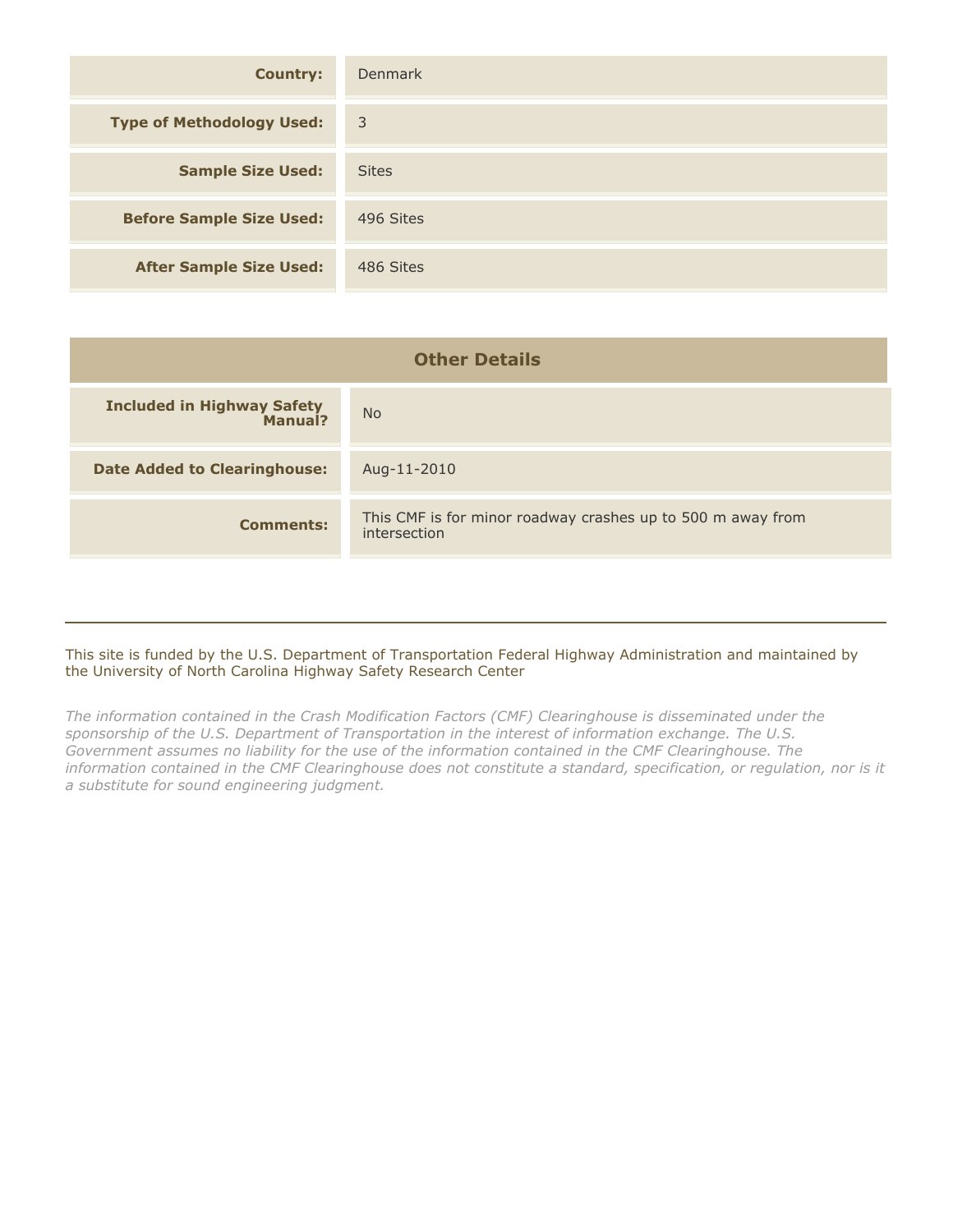| | |
|---|---|
| **Country:** | Denmark |
| **Type of Methodology Used:** | 3 |
| **Sample Size Used:** | Sites |
| **Before Sample Size Used:** | 496 Sites |
| **After Sample Size Used:** | 486 Sites |

## Other Details

| | |
|---|---|
| **Included in Highway Safety Manual?** | No |
| **Date Added to Clearinghouse:** | Aug-11-2010 |
| **Comments:** | This CMF is for minor roadway crashes up to 500 m away from intersection |

---

This site is funded by the U.S. Department of Transportation Federal Highway Administration and maintained by the University of North Carolina Highway Safety Research Center

*The information contained in the Crash Modification Factors (CMF) Clearinghouse is disseminated under the sponsorship of the U.S. Department of Transportation in the interest of information exchange. The U.S. Government assumes no liability for the use of the information contained in the CMF Clearinghouse. The information contained in the CMF Clearinghouse does not constitute a standard, specification, or regulation, nor is it a substitute for sound engineering judgment.*